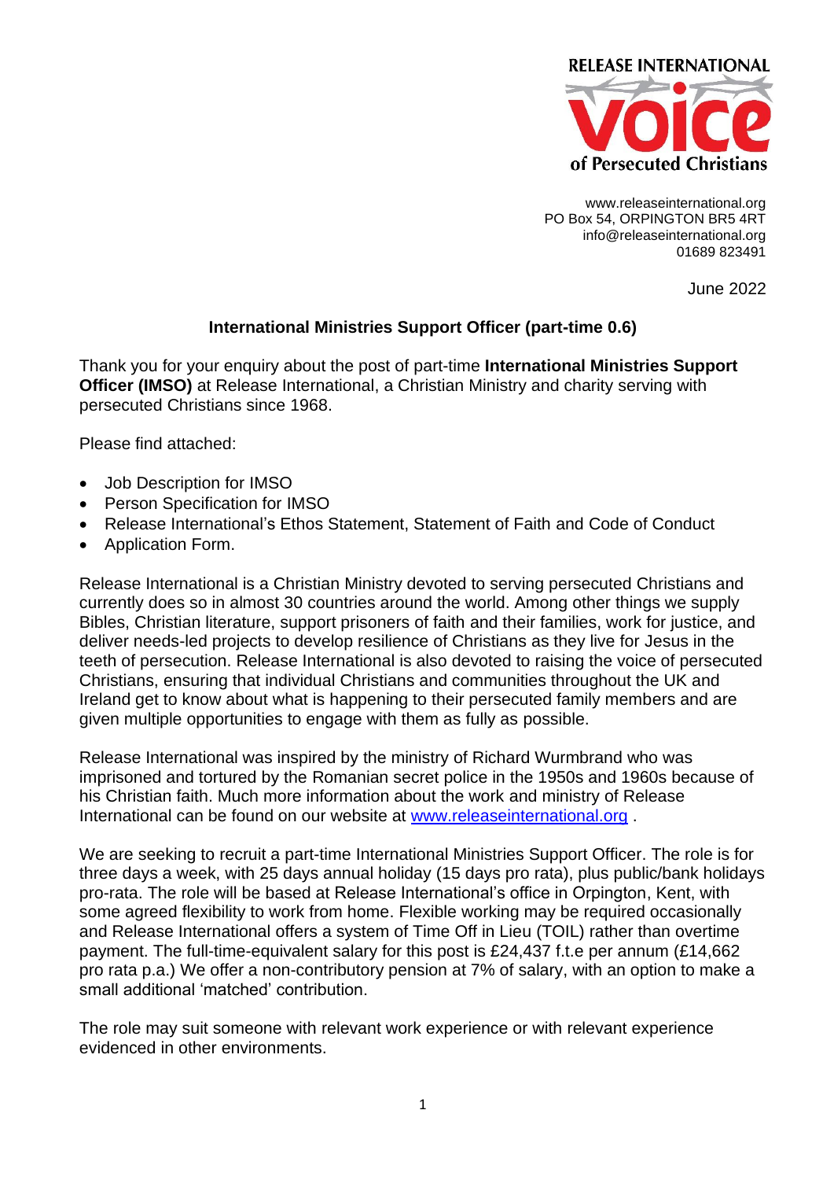RELEASE INTERNATIONAL
Voice
of Persecuted Christians

www.releaseinternational.org
PO Box 54, ORPINGTON BR5 4RT
info@releaseinternational.org
01689 823491

June 2022

**International Ministries Support Officer (part-time 0.6)**

Thank you for your enquiry about the post of part-time **International Ministries Support Officer (IMSO)** at Release International, a Christian Ministry and charity serving with persecuted Christians since 1968.

Please find attached:

- Job Description for IMSO
- Person Specification for IMSO
- Release International's Ethos Statement, Statement of Faith and Code of Conduct
- Application Form.

Release International is a Christian Ministry devoted to serving persecuted Christians and currently does so in almost 30 countries around the world. Among other things we supply Bibles, Christian literature, support prisoners of faith and their families, work for justice, and deliver needs-led projects to develop resilience of Christians as they live for Jesus in the teeth of persecution. Release International is also devoted to raising the voice of persecuted Christians, ensuring that individual Christians and communities throughout the UK and Ireland get to know about what is happening to their persecuted family members and are given multiple opportunities to engage with them as fully as possible.

Release International was inspired by the ministry of Richard Wurmbrand who was imprisoned and tortured by the Romanian secret police in the 1950s and 1960s because of his Christian faith. Much more information about the work and ministry of Release International can be found on our website at www.releaseinternational.org .

We are seeking to recruit a part-time International Ministries Support Officer. The role is for three days a week, with 25 days annual holiday (15 days pro rata), plus public/bank holidays pro-rata. The role will be based at Release International's office in Orpington, Kent, with some agreed flexibility to work from home. Flexible working may be required occasionally and Release International offers a system of Time Off in Lieu (TOIL) rather than overtime payment. The full-time-equivalent salary for this post is £24,437 f.t.e per annum (£14,662 pro rata p.a.) We offer a non-contributory pension at 7% of salary, with an option to make a small additional 'matched' contribution.

The role may suit someone with relevant work experience or with relevant experience evidenced in other environments.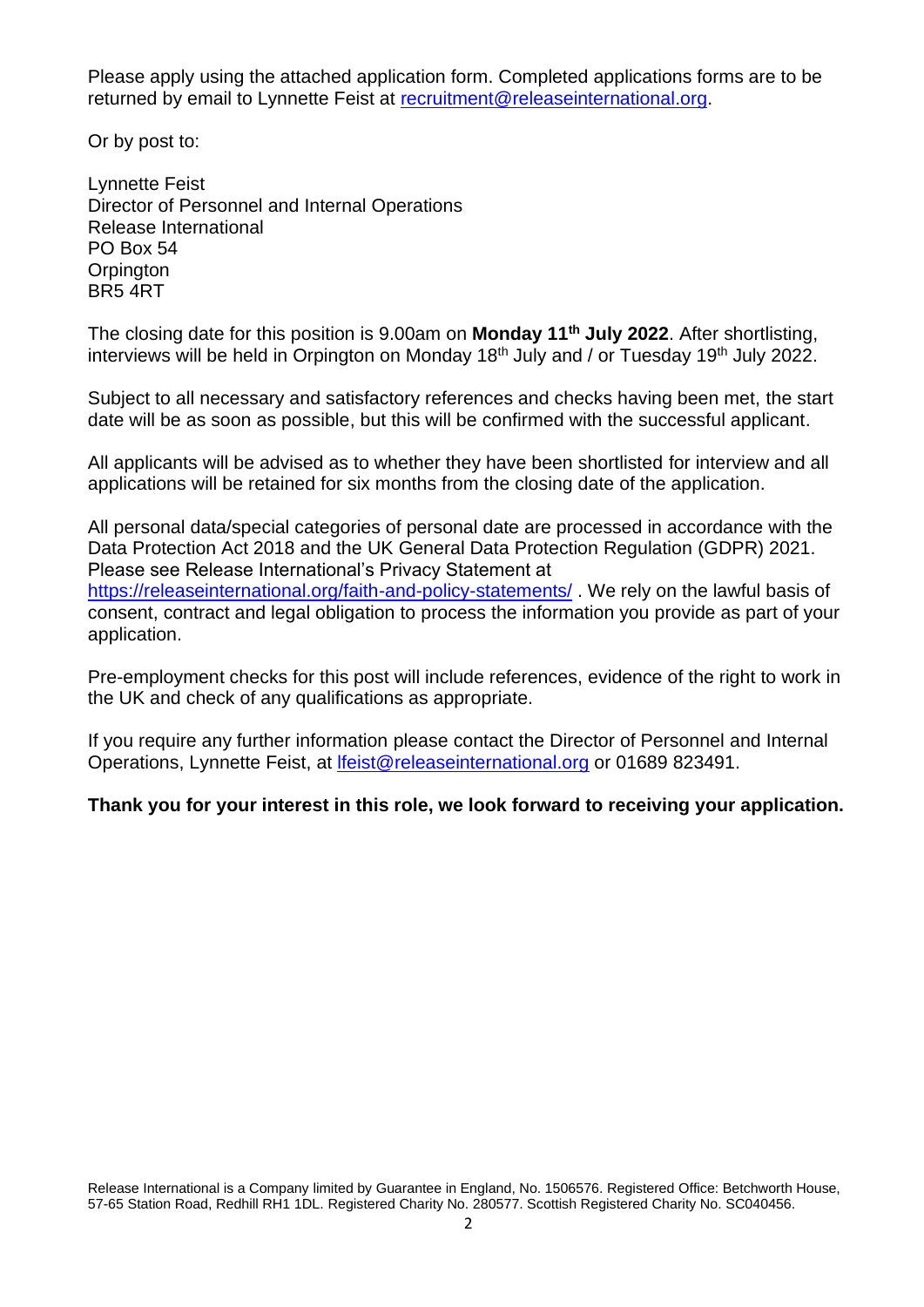Please apply using the attached application form. Completed applications forms are to be returned by email to Lynnette Feist at recruitment@releaseinternational.org.

Or by post to:

Lynnette Feist  
Director of Personnel and Internal Operations  
Release International  
PO Box 54  
Orpington  
BR5 4RT

The closing date for this position is 9.00am on **Monday 11th July 2022**. After shortlisting, interviews will be held in Orpington on Monday 18th July and / or Tuesday 19th July 2022.

Subject to all necessary and satisfactory references and checks having been met, the start date will be as soon as possible, but this will be confirmed with the successful applicant.

All applicants will be advised as to whether they have been shortlisted for interview and all applications will be retained for six months from the closing date of the application.

All personal data/special categories of personal date are processed in accordance with the Data Protection Act 2018 and the UK General Data Protection Regulation (GDPR) 2021. Please see Release International's Privacy Statement at https://releaseinternational.org/faith-and-policy-statements/ . We rely on the lawful basis of consent, contract and legal obligation to process the information you provide as part of your application.

Pre-employment checks for this post will include references, evidence of the right to work in the UK and check of any qualifications as appropriate.

If you require any further information please contact the Director of Personnel and Internal Operations, Lynnette Feist, at lfeist@releaseinternational.org or 01689 823491.

**Thank you for your interest in this role, we look forward to receiving your application.**

Release International is a Company limited by Guarantee in England, No. 1506576. Registered Office: Betchworth House, 57-65 Station Road, Redhill RH1 1DL. Registered Charity No. 280577. Scottish Registered Charity No. SC040456.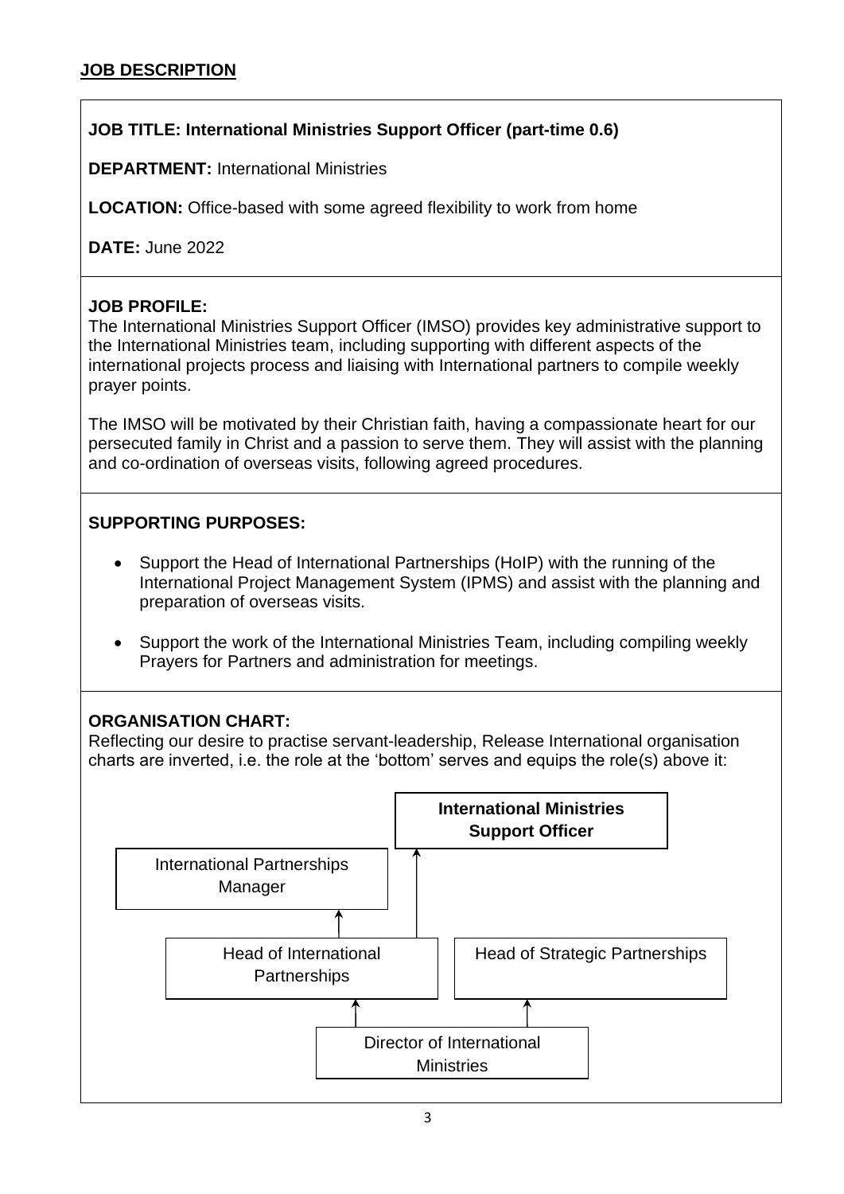## JOB DESCRIPTION

**JOB TITLE: International Ministries Support Officer (part-time 0.6)**

**DEPARTMENT:** International Ministries

**LOCATION:** Office-based with some agreed flexibility to work from home

**DATE:** June 2022

**JOB PROFILE:**

The International Ministries Support Officer (IMSO) provides key administrative support to the International Ministries team, including supporting with different aspects of the international projects process and liaising with International partners to compile weekly prayer points.

The IMSO will be motivated by their Christian faith, having a compassionate heart for our persecuted family in Christ and a passion to serve them. They will assist with the planning and co-ordination of overseas visits, following agreed procedures.

**SUPPORTING PURPOSES:**

- Support the Head of International Partnerships (HoIP) with the running of the International Project Management System (IPMS) and assist with the planning and preparation of overseas visits.
- Support the work of the International Ministries Team, including compiling weekly Prayers for Partners and administration for meetings.

**ORGANISATION CHART:**

Reflecting our desire to practise servant-leadership, Release International organisation charts are inverted, i.e. the role at the 'bottom' serves and equips the role(s) above it:

**International Ministries Support Officer**

International Partnerships Manager

Head of International Partnerships

Head of Strategic Partnerships

Director of International Ministries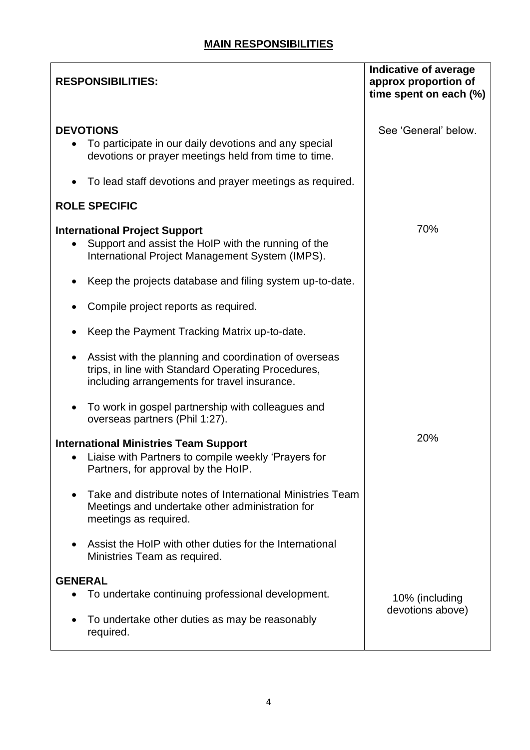## MAIN RESPONSIBILITIES

| RESPONSIBILITIES: | Indicative of average approx proportion of time spent on each (%) |
|---|---|
| **DEVOTIONS**<br>• To participate in our daily devotions and any special devotions or prayer meetings held from time to time.<br>• To lead staff devotions and prayer meetings as required. | See 'General' below. |
| **ROLE SPECIFIC** | |
| **International Project Support**<br>• Support and assist the HoIP with the running of the International Project Management System (IMPS).<br>• Keep the projects database and filing system up-to-date.<br>• Compile project reports as required.<br>• Keep the Payment Tracking Matrix up-to-date.<br>• Assist with the planning and coordination of overseas trips, in line with Standard Operating Procedures, including arrangements for travel insurance.<br>• To work in gospel partnership with colleagues and overseas partners (Phil 1:27). | 70% |
| **International Ministries Team Support**<br>• Liaise with Partners to compile weekly 'Prayers for Partners, for approval by the HoIP.<br>• Take and distribute notes of International Ministries Team Meetings and undertake other administration for meetings as required.<br>• Assist the HoIP with other duties for the International Ministries Team as required. | 20% |
| **GENERAL**<br>• To undertake continuing professional development.<br>• To undertake other duties as may be reasonably required. | 10% (including devotions above) |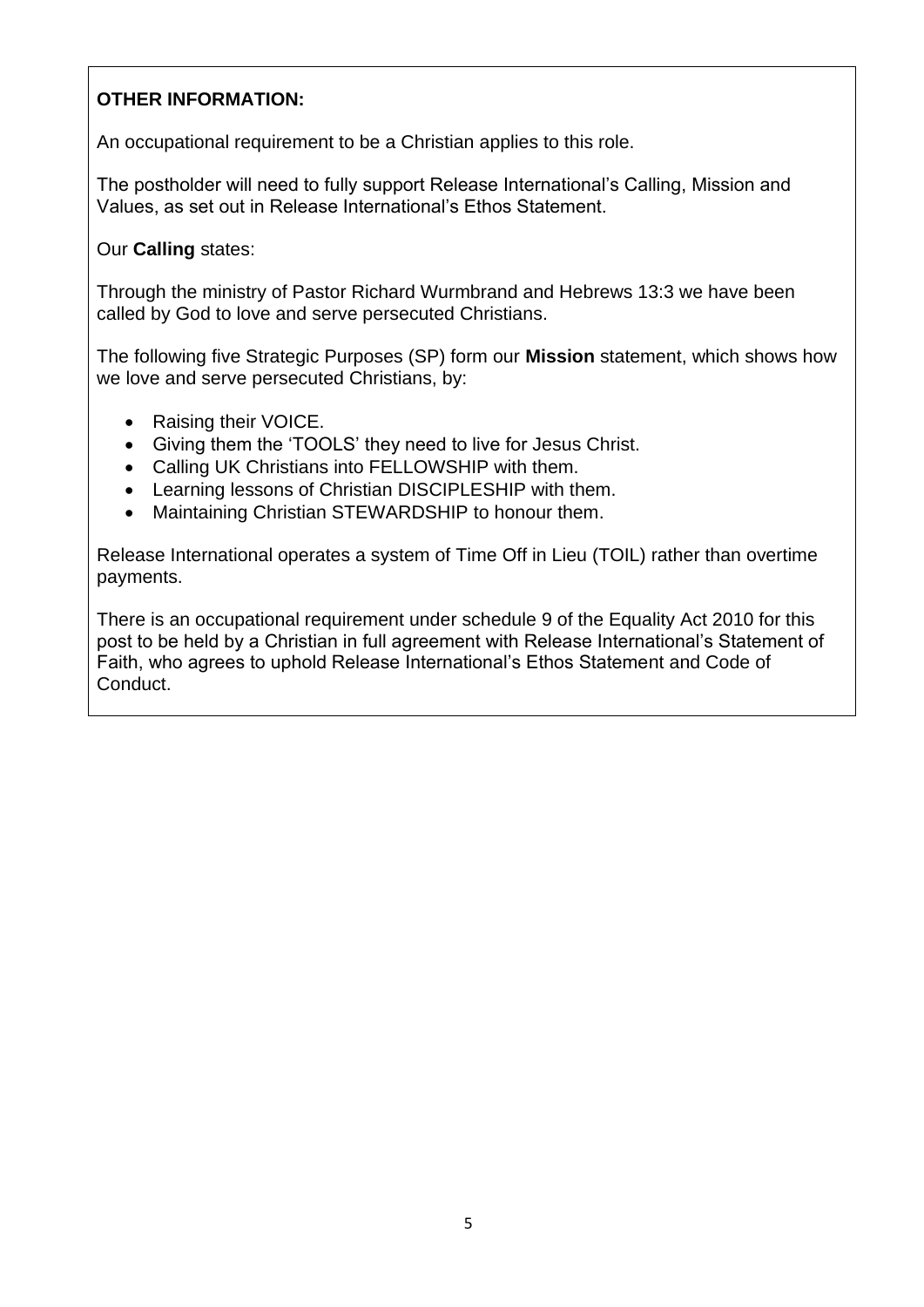**OTHER INFORMATION:**

An occupational requirement to be a Christian applies to this role.

The postholder will need to fully support Release International's Calling, Mission and Values, as set out in Release International's Ethos Statement.

Our **Calling** states:

Through the ministry of Pastor Richard Wurmbrand and Hebrews 13:3 we have been called by God to love and serve persecuted Christians.

The following five Strategic Purposes (SP) form our **Mission** statement, which shows how we love and serve persecuted Christians, by:

- Raising their VOICE.
- Giving them the 'TOOLS' they need to live for Jesus Christ.
- Calling UK Christians into FELLOWSHIP with them.
- Learning lessons of Christian DISCIPLESHIP with them.
- Maintaining Christian STEWARDSHIP to honour them.

Release International operates a system of Time Off in Lieu (TOIL) rather than overtime payments.

There is an occupational requirement under schedule 9 of the Equality Act 2010 for this post to be held by a Christian in full agreement with Release International's Statement of Faith, who agrees to uphold Release International's Ethos Statement and Code of Conduct.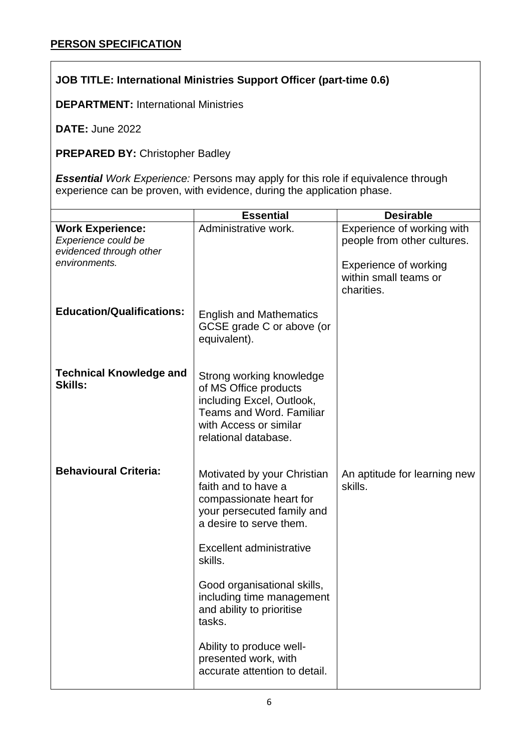## PERSON SPECIFICATION

**JOB TITLE: International Ministries Support Officer (part-time 0.6)**

**DEPARTMENT:** International Ministries

**DATE:** June 2022

**PREPARED BY:** Christopher Badley

***Essential*** *Work Experience:* Persons may apply for this role if equivalence through experience can be proven, with evidence, during the application phase.

| | Essential | Desirable |
|---|---|---|
| **Work Experience:** *Experience could be evidenced through other environments.* | Administrative work. | Experience of working with people from other cultures.<br><br>Experience of working within small teams or charities. |
| **Education/Qualifications:** | English and Mathematics GCSE grade C or above (or equivalent). | |
| **Technical Knowledge and Skills:** | Strong working knowledge of MS Office products including Excel, Outlook, Teams and Word. Familiar with Access or similar relational database. | |
| **Behavioural Criteria:** | Motivated by your Christian faith and to have a compassionate heart for your persecuted family and a desire to serve them.<br><br>Excellent administrative skills.<br><br>Good organisational skills, including time management and ability to prioritise tasks.<br><br>Ability to produce well-presented work, with accurate attention to detail. | An aptitude for learning new skills. |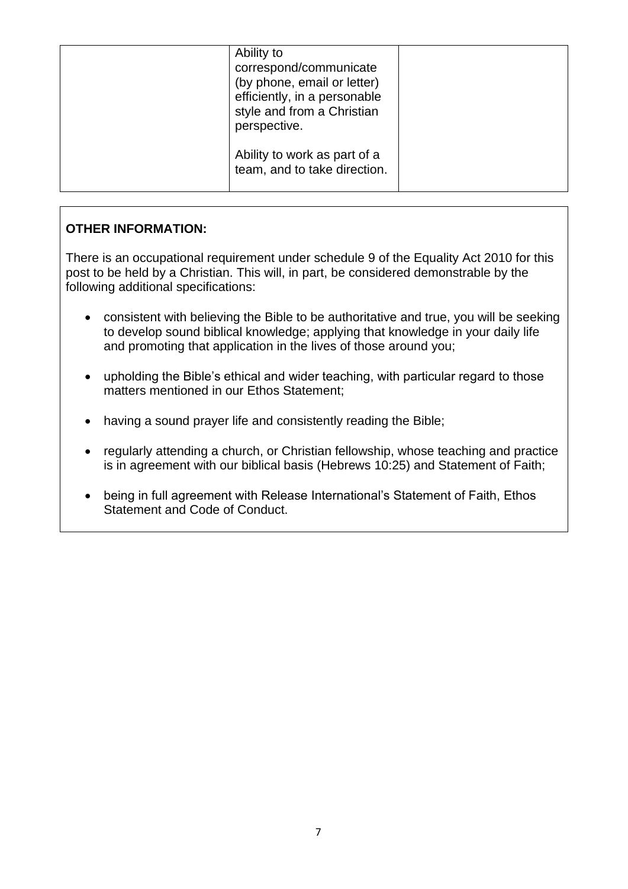| | | |
|---|---|---|
| | Ability to correspond/communicate (by phone, email or letter) efficiently, in a personable style and from a Christian perspective.<br><br>Ability to work as part of a team, and to take direction. | |

**OTHER INFORMATION:**

There is an occupational requirement under schedule 9 of the Equality Act 2010 for this post to be held by a Christian. This will, in part, be considered demonstrable by the following additional specifications:

- consistent with believing the Bible to be authoritative and true, you will be seeking to develop sound biblical knowledge; applying that knowledge in your daily life and promoting that application in the lives of those around you;
- upholding the Bible's ethical and wider teaching, with particular regard to those matters mentioned in our Ethos Statement;
- having a sound prayer life and consistently reading the Bible;
- regularly attending a church, or Christian fellowship, whose teaching and practice is in agreement with our biblical basis (Hebrews 10:25) and Statement of Faith;
- being in full agreement with Release International's Statement of Faith, Ethos Statement and Code of Conduct.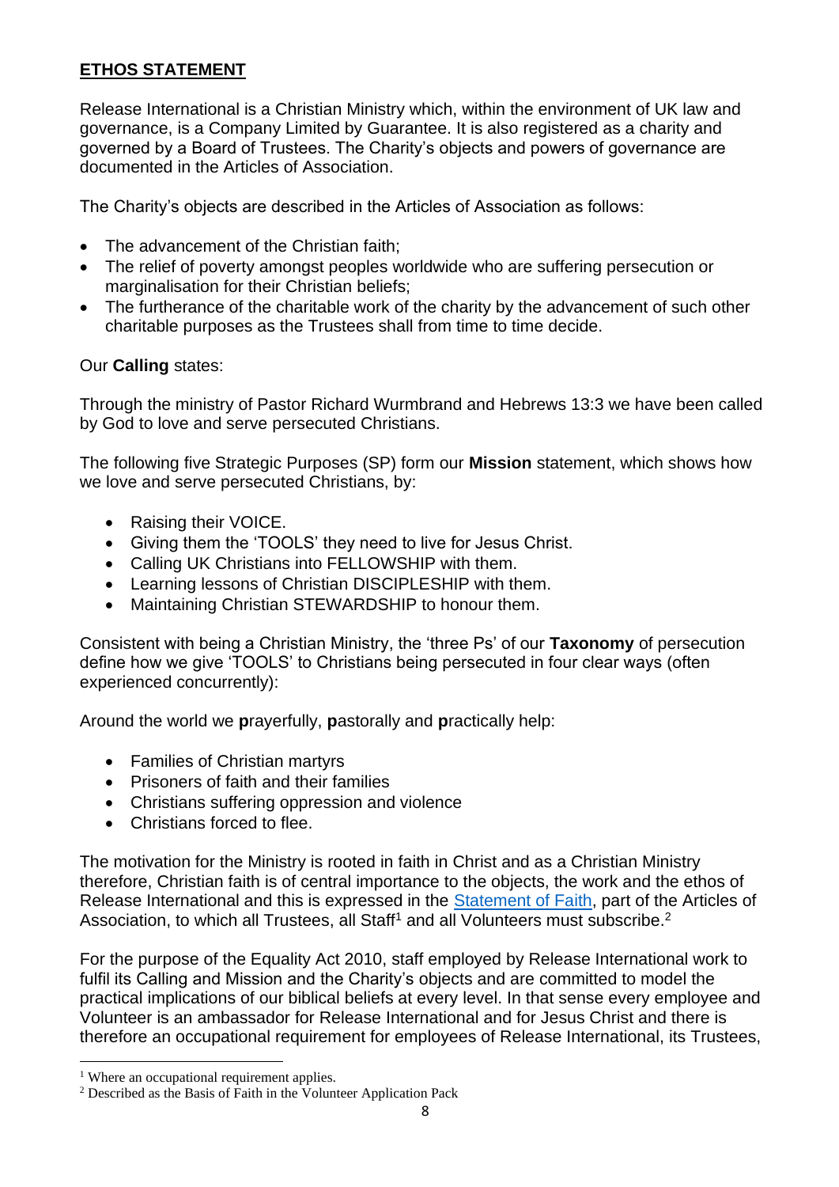## **ETHOS STATEMENT**

Release International is a Christian Ministry which, within the environment of UK law and governance, is a Company Limited by Guarantee. It is also registered as a charity and governed by a Board of Trustees. The Charity's objects and powers of governance are documented in the Articles of Association.

The Charity's objects are described in the Articles of Association as follows:

- The advancement of the Christian faith;
- The relief of poverty amongst peoples worldwide who are suffering persecution or marginalisation for their Christian beliefs;
- The furtherance of the charitable work of the charity by the advancement of such other charitable purposes as the Trustees shall from time to time decide.

Our **Calling** states:

Through the ministry of Pastor Richard Wurmbrand and Hebrews 13:3 we have been called by God to love and serve persecuted Christians.

The following five Strategic Purposes (SP) form our **Mission** statement, which shows how we love and serve persecuted Christians, by:

- Raising their VOICE.
- Giving them the 'TOOLS' they need to live for Jesus Christ.
- Calling UK Christians into FELLOWSHIP with them.
- Learning lessons of Christian DISCIPLESHIP with them.
- Maintaining Christian STEWARDSHIP to honour them.

Consistent with being a Christian Ministry, the 'three Ps' of our **Taxonomy** of persecution define how we give 'TOOLS' to Christians being persecuted in four clear ways (often experienced concurrently):

Around the world we **p**rayerfully, **p**astorally and **p**ractically help:

- Families of Christian martyrs
- Prisoners of faith and their families
- Christians suffering oppression and violence
- Christians forced to flee.

The motivation for the Ministry is rooted in faith in Christ and as a Christian Ministry therefore, Christian faith is of central importance to the objects, the work and the ethos of Release International and this is expressed in the Statement of Faith, part of the Articles of Association, to which all Trustees, all Staff[1] and all Volunteers must subscribe.[2]

For the purpose of the Equality Act 2010, staff employed by Release International work to fulfil its Calling and Mission and the Charity's objects and are committed to model the practical implications of our biblical beliefs at every level. In that sense every employee and Volunteer is an ambassador for Release International and for Jesus Christ and there is therefore an occupational requirement for employees of Release International, its Trustees,

---

[1] Where an occupational requirement applies.

[2] Described as the Basis of Faith in the Volunteer Application Pack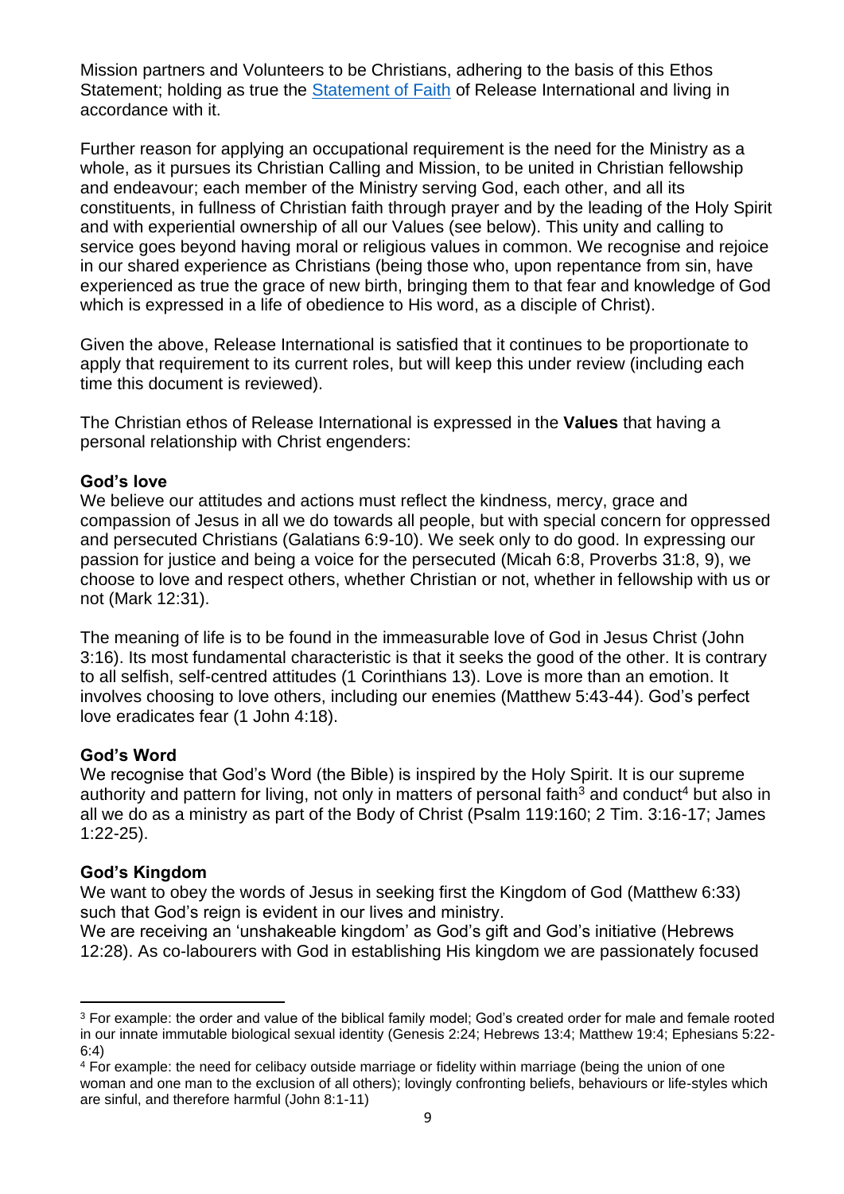Mission partners and Volunteers to be Christians, adhering to the basis of this Ethos Statement; holding as true the [Statement of Faith](#) of Release International and living in accordance with it.

Further reason for applying an occupational requirement is the need for the Ministry as a whole, as it pursues its Christian Calling and Mission, to be united in Christian fellowship and endeavour; each member of the Ministry serving God, each other, and all its constituents, in fullness of Christian faith through prayer and by the leading of the Holy Spirit and with experiential ownership of all our Values (see below). This unity and calling to service goes beyond having moral or religious values in common. We recognise and rejoice in our shared experience as Christians (being those who, upon repentance from sin, have experienced as true the grace of new birth, bringing them to that fear and knowledge of God which is expressed in a life of obedience to His word, as a disciple of Christ).

Given the above, Release International is satisfied that it continues to be proportionate to apply that requirement to its current roles, but will keep this under review (including each time this document is reviewed).

The Christian ethos of Release International is expressed in the **Values** that having a personal relationship with Christ engenders:

**God's love**
We believe our attitudes and actions must reflect the kindness, mercy, grace and compassion of Jesus in all we do towards all people, but with special concern for oppressed and persecuted Christians (Galatians 6:9-10). We seek only to do good. In expressing our passion for justice and being a voice for the persecuted (Micah 6:8, Proverbs 31:8, 9), we choose to love and respect others, whether Christian or not, whether in fellowship with us or not (Mark 12:31).

The meaning of life is to be found in the immeasurable love of God in Jesus Christ (John 3:16). Its most fundamental characteristic is that it seeks the good of the other. It is contrary to all selfish, self-centred attitudes (1 Corinthians 13). Love is more than an emotion. It involves choosing to love others, including our enemies (Matthew 5:43-44). God's perfect love eradicates fear (1 John 4:18).

**God's Word**
We recognise that God's Word (the Bible) is inspired by the Holy Spirit. It is our supreme authority and pattern for living, not only in matters of personal faith[3] and conduct[4] but also in all we do as a ministry as part of the Body of Christ (Psalm 119:160; 2 Tim. 3:16-17; James 1:22-25).

**God's Kingdom**
We want to obey the words of Jesus in seeking first the Kingdom of God (Matthew 6:33) such that God's reign is evident in our lives and ministry.
We are receiving an 'unshakeable kingdom' as God's gift and God's initiative (Hebrews 12:28). As co-labourers with God in establishing His kingdom we are passionately focused

---

[3] For example: the order and value of the biblical family model; God's created order for male and female rooted in our innate immutable biological sexual identity (Genesis 2:24; Hebrews 13:4; Matthew 19:4; Ephesians 5:22-6:4)

[4] For example: the need for celibacy outside marriage or fidelity within marriage (being the union of one woman and one man to the exclusion of all others); lovingly confronting beliefs, behaviours or life-styles which are sinful, and therefore harmful (John 8:1-11)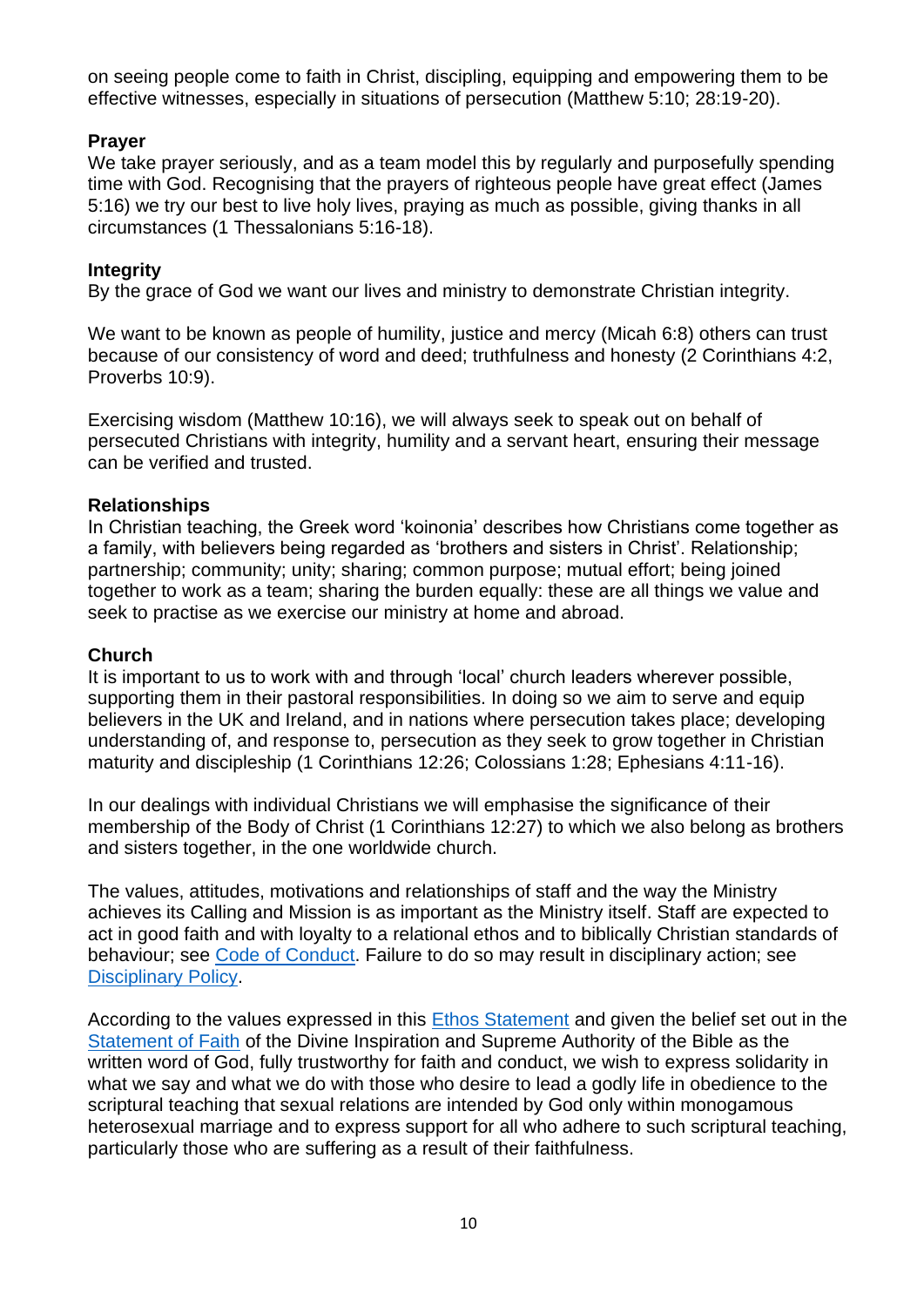on seeing people come to faith in Christ, discipling, equipping and empowering them to be effective witnesses, especially in situations of persecution (Matthew 5:10; 28:19-20).

**Prayer**

We take prayer seriously, and as a team model this by regularly and purposefully spending time with God. Recognising that the prayers of righteous people have great effect (James 5:16) we try our best to live holy lives, praying as much as possible, giving thanks in all circumstances (1 Thessalonians 5:16-18).

**Integrity**

By the grace of God we want our lives and ministry to demonstrate Christian integrity.

We want to be known as people of humility, justice and mercy (Micah 6:8) others can trust because of our consistency of word and deed; truthfulness and honesty (2 Corinthians 4:2, Proverbs 10:9).

Exercising wisdom (Matthew 10:16), we will always seek to speak out on behalf of persecuted Christians with integrity, humility and a servant heart, ensuring their message can be verified and trusted.

**Relationships**

In Christian teaching, the Greek word 'koinonia' describes how Christians come together as a family, with believers being regarded as 'brothers and sisters in Christ'. Relationship; partnership; community; unity; sharing; common purpose; mutual effort; being joined together to work as a team; sharing the burden equally: these are all things we value and seek to practise as we exercise our ministry at home and abroad.

**Church**

It is important to us to work with and through 'local' church leaders wherever possible, supporting them in their pastoral responsibilities. In doing so we aim to serve and equip believers in the UK and Ireland, and in nations where persecution takes place; developing understanding of, and response to, persecution as they seek to grow together in Christian maturity and discipleship (1 Corinthians 12:26; Colossians 1:28; Ephesians 4:11-16).

In our dealings with individual Christians we will emphasise the significance of their membership of the Body of Christ (1 Corinthians 12:27) to which we also belong as brothers and sisters together, in the one worldwide church.

The values, attitudes, motivations and relationships of staff and the way the Ministry achieves its Calling and Mission is as important as the Ministry itself. Staff are expected to act in good faith and with loyalty to a relational ethos and to biblically Christian standards of behaviour; see Code of Conduct. Failure to do so may result in disciplinary action; see Disciplinary Policy.

According to the values expressed in this Ethos Statement and given the belief set out in the Statement of Faith of the Divine Inspiration and Supreme Authority of the Bible as the written word of God, fully trustworthy for faith and conduct, we wish to express solidarity in what we say and what we do with those who desire to lead a godly life in obedience to the scriptural teaching that sexual relations are intended by God only within monogamous heterosexual marriage and to express support for all who adhere to such scriptural teaching, particularly those who are suffering as a result of their faithfulness.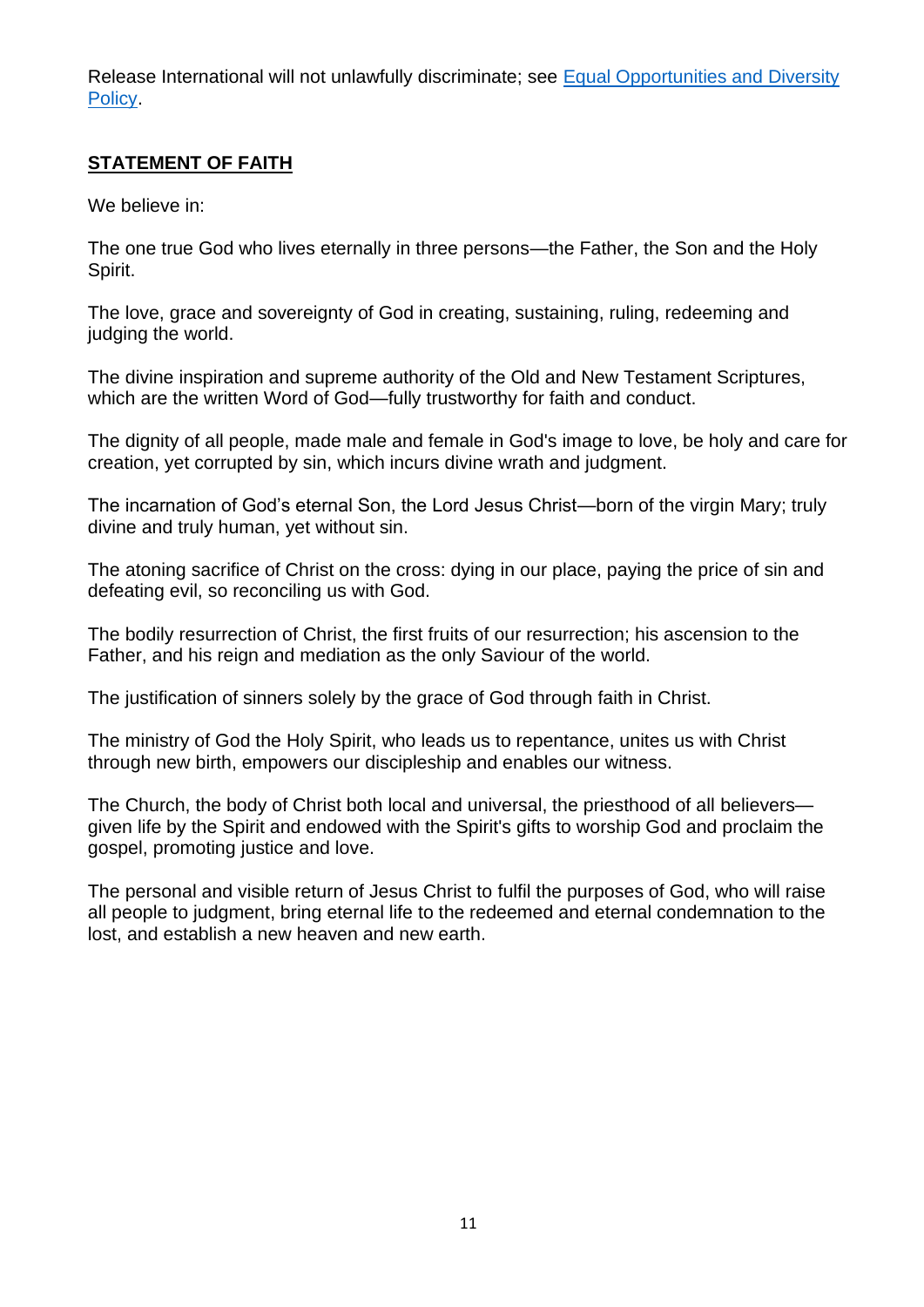Release International will not unlawfully discriminate; see [Equal Opportunities and Diversity Policy](#).

## STATEMENT OF FAITH

We believe in:

The one true God who lives eternally in three persons—the Father, the Son and the Holy Spirit.

The love, grace and sovereignty of God in creating, sustaining, ruling, redeeming and judging the world.

The divine inspiration and supreme authority of the Old and New Testament Scriptures, which are the written Word of God—fully trustworthy for faith and conduct.

The dignity of all people, made male and female in God's image to love, be holy and care for creation, yet corrupted by sin, which incurs divine wrath and judgment.

The incarnation of God's eternal Son, the Lord Jesus Christ—born of the virgin Mary; truly divine and truly human, yet without sin.

The atoning sacrifice of Christ on the cross: dying in our place, paying the price of sin and defeating evil, so reconciling us with God.

The bodily resurrection of Christ, the first fruits of our resurrection; his ascension to the Father, and his reign and mediation as the only Saviour of the world.

The justification of sinners solely by the grace of God through faith in Christ.

The ministry of God the Holy Spirit, who leads us to repentance, unites us with Christ through new birth, empowers our discipleship and enables our witness.

The Church, the body of Christ both local and universal, the priesthood of all believers—given life by the Spirit and endowed with the Spirit's gifts to worship God and proclaim the gospel, promoting justice and love.

The personal and visible return of Jesus Christ to fulfil the purposes of God, who will raise all people to judgment, bring eternal life to the redeemed and eternal condemnation to the lost, and establish a new heaven and new earth.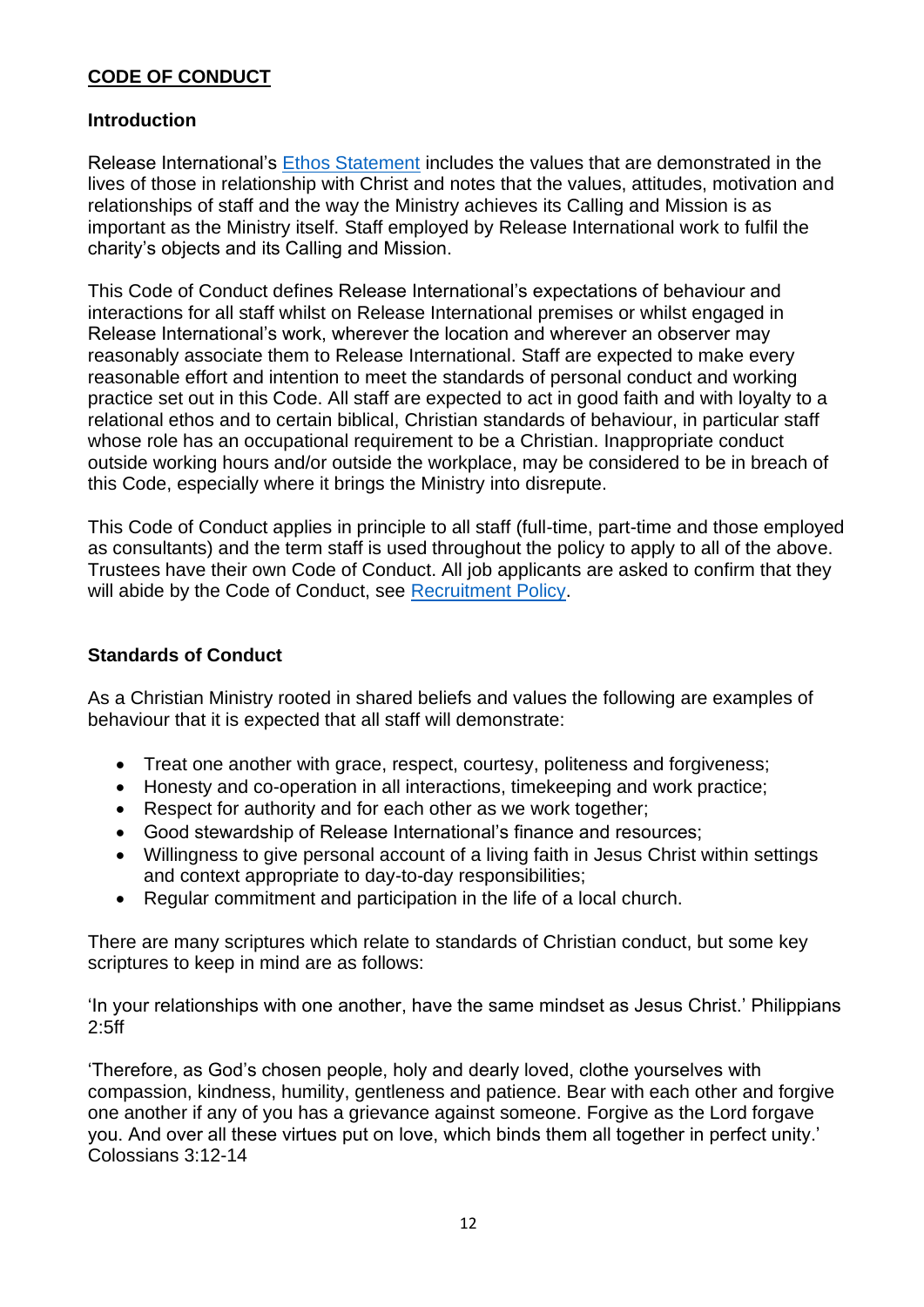# CODE OF CONDUCT

## Introduction

Release International's Ethos Statement includes the values that are demonstrated in the lives of those in relationship with Christ and notes that the values, attitudes, motivation and relationships of staff and the way the Ministry achieves its Calling and Mission is as important as the Ministry itself. Staff employed by Release International work to fulfil the charity's objects and its Calling and Mission.

This Code of Conduct defines Release International's expectations of behaviour and interactions for all staff whilst on Release International premises or whilst engaged in Release International's work, wherever the location and wherever an observer may reasonably associate them to Release International. Staff are expected to make every reasonable effort and intention to meet the standards of personal conduct and working practice set out in this Code. All staff are expected to act in good faith and with loyalty to a relational ethos and to certain biblical, Christian standards of behaviour, in particular staff whose role has an occupational requirement to be a Christian. Inappropriate conduct outside working hours and/or outside the workplace, may be considered to be in breach of this Code, especially where it brings the Ministry into disrepute.

This Code of Conduct applies in principle to all staff (full-time, part-time and those employed as consultants) and the term staff is used throughout the policy to apply to all of the above. Trustees have their own Code of Conduct. All job applicants are asked to confirm that they will abide by the Code of Conduct, see Recruitment Policy.

## Standards of Conduct

As a Christian Ministry rooted in shared beliefs and values the following are examples of behaviour that it is expected that all staff will demonstrate:

- Treat one another with grace, respect, courtesy, politeness and forgiveness;
- Honesty and co-operation in all interactions, timekeeping and work practice;
- Respect for authority and for each other as we work together;
- Good stewardship of Release International's finance and resources;
- Willingness to give personal account of a living faith in Jesus Christ within settings and context appropriate to day-to-day responsibilities;
- Regular commitment and participation in the life of a local church.

There are many scriptures which relate to standards of Christian conduct, but some key scriptures to keep in mind are as follows:

'In your relationships with one another, have the same mindset as Jesus Christ.' Philippians 2:5ff

'Therefore, as God's chosen people, holy and dearly loved, clothe yourselves with compassion, kindness, humility, gentleness and patience. Bear with each other and forgive one another if any of you has a grievance against someone. Forgive as the Lord forgave you. And over all these virtues put on love, which binds them all together in perfect unity.' Colossians 3:12-14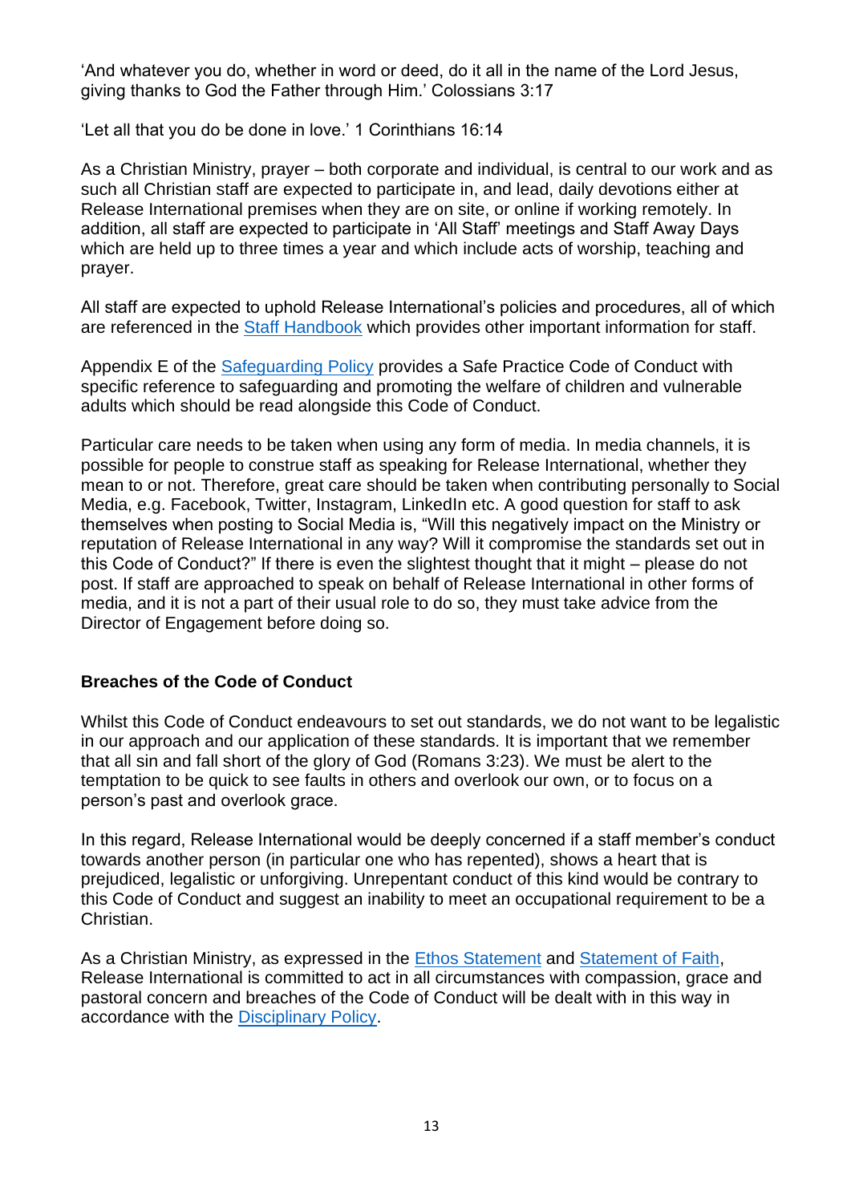'And whatever you do, whether in word or deed, do it all in the name of the Lord Jesus, giving thanks to God the Father through Him.' Colossians 3:17

'Let all that you do be done in love.' 1 Corinthians 16:14

As a Christian Ministry, prayer – both corporate and individual, is central to our work and as such all Christian staff are expected to participate in, and lead, daily devotions either at Release International premises when they are on site, or online if working remotely. In addition, all staff are expected to participate in 'All Staff' meetings and Staff Away Days which are held up to three times a year and which include acts of worship, teaching and prayer.

All staff are expected to uphold Release International's policies and procedures, all of which are referenced in the Staff Handbook which provides other important information for staff.

Appendix E of the Safeguarding Policy provides a Safe Practice Code of Conduct with specific reference to safeguarding and promoting the welfare of children and vulnerable adults which should be read alongside this Code of Conduct.

Particular care needs to be taken when using any form of media. In media channels, it is possible for people to construe staff as speaking for Release International, whether they mean to or not. Therefore, great care should be taken when contributing personally to Social Media, e.g. Facebook, Twitter, Instagram, LinkedIn etc. A good question for staff to ask themselves when posting to Social Media is, "Will this negatively impact on the Ministry or reputation of Release International in any way? Will it compromise the standards set out in this Code of Conduct?" If there is even the slightest thought that it might – please do not post. If staff are approached to speak on behalf of Release International in other forms of media, and it is not a part of their usual role to do so, they must take advice from the Director of Engagement before doing so.

## Breaches of the Code of Conduct

Whilst this Code of Conduct endeavours to set out standards, we do not want to be legalistic in our approach and our application of these standards. It is important that we remember that all sin and fall short of the glory of God (Romans 3:23). We must be alert to the temptation to be quick to see faults in others and overlook our own, or to focus on a person's past and overlook grace.

In this regard, Release International would be deeply concerned if a staff member's conduct towards another person (in particular one who has repented), shows a heart that is prejudiced, legalistic or unforgiving. Unrepentant conduct of this kind would be contrary to this Code of Conduct and suggest an inability to meet an occupational requirement to be a Christian.

As a Christian Ministry, as expressed in the Ethos Statement and Statement of Faith, Release International is committed to act in all circumstances with compassion, grace and pastoral concern and breaches of the Code of Conduct will be dealt with in this way in accordance with the Disciplinary Policy.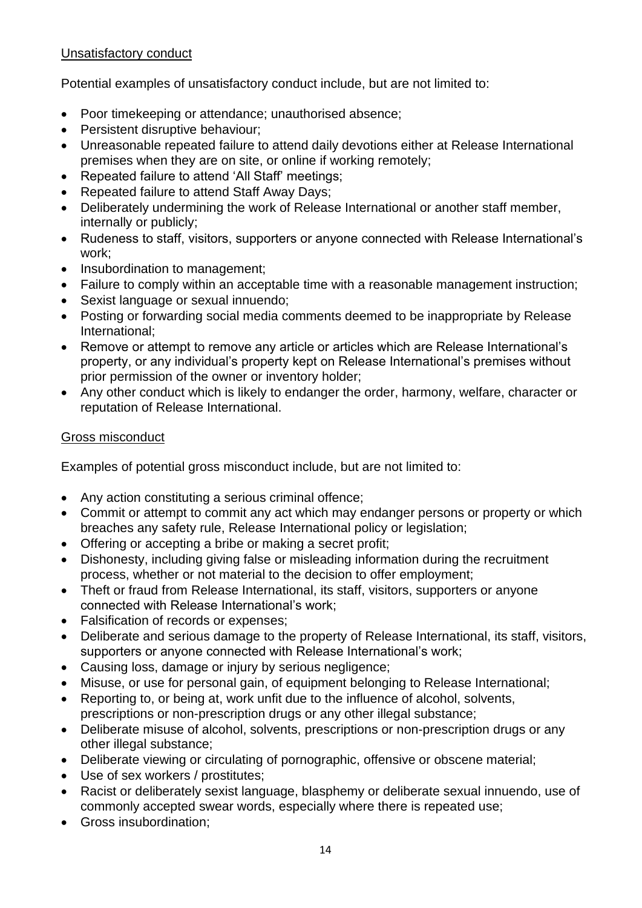<u>Unsatisfactory conduct</u>

Potential examples of unsatisfactory conduct include, but are not limited to:

- Poor timekeeping or attendance; unauthorised absence;
- Persistent disruptive behaviour;
- Unreasonable repeated failure to attend daily devotions either at Release International premises when they are on site, or online if working remotely;
- Repeated failure to attend 'All Staff' meetings;
- Repeated failure to attend Staff Away Days;
- Deliberately undermining the work of Release International or another staff member, internally or publicly;
- Rudeness to staff, visitors, supporters or anyone connected with Release International's work;
- Insubordination to management;
- Failure to comply within an acceptable time with a reasonable management instruction;
- Sexist language or sexual innuendo;
- Posting or forwarding social media comments deemed to be inappropriate by Release International;
- Remove or attempt to remove any article or articles which are Release International's property, or any individual's property kept on Release International's premises without prior permission of the owner or inventory holder;
- Any other conduct which is likely to endanger the order, harmony, welfare, character or reputation of Release International.

<u>Gross misconduct</u>

Examples of potential gross misconduct include, but are not limited to:

- Any action constituting a serious criminal offence;
- Commit or attempt to commit any act which may endanger persons or property or which breaches any safety rule, Release International policy or legislation;
- Offering or accepting a bribe or making a secret profit;
- Dishonesty, including giving false or misleading information during the recruitment process, whether or not material to the decision to offer employment;
- Theft or fraud from Release International, its staff, visitors, supporters or anyone connected with Release International's work;
- Falsification of records or expenses;
- Deliberate and serious damage to the property of Release International, its staff, visitors, supporters or anyone connected with Release International's work;
- Causing loss, damage or injury by serious negligence;
- Misuse, or use for personal gain, of equipment belonging to Release International;
- Reporting to, or being at, work unfit due to the influence of alcohol, solvents, prescriptions or non-prescription drugs or any other illegal substance;
- Deliberate misuse of alcohol, solvents, prescriptions or non-prescription drugs or any other illegal substance;
- Deliberate viewing or circulating of pornographic, offensive or obscene material;
- Use of sex workers / prostitutes;
- Racist or deliberately sexist language, blasphemy or deliberate sexual innuendo, use of commonly accepted swear words, especially where there is repeated use;
- Gross insubordination;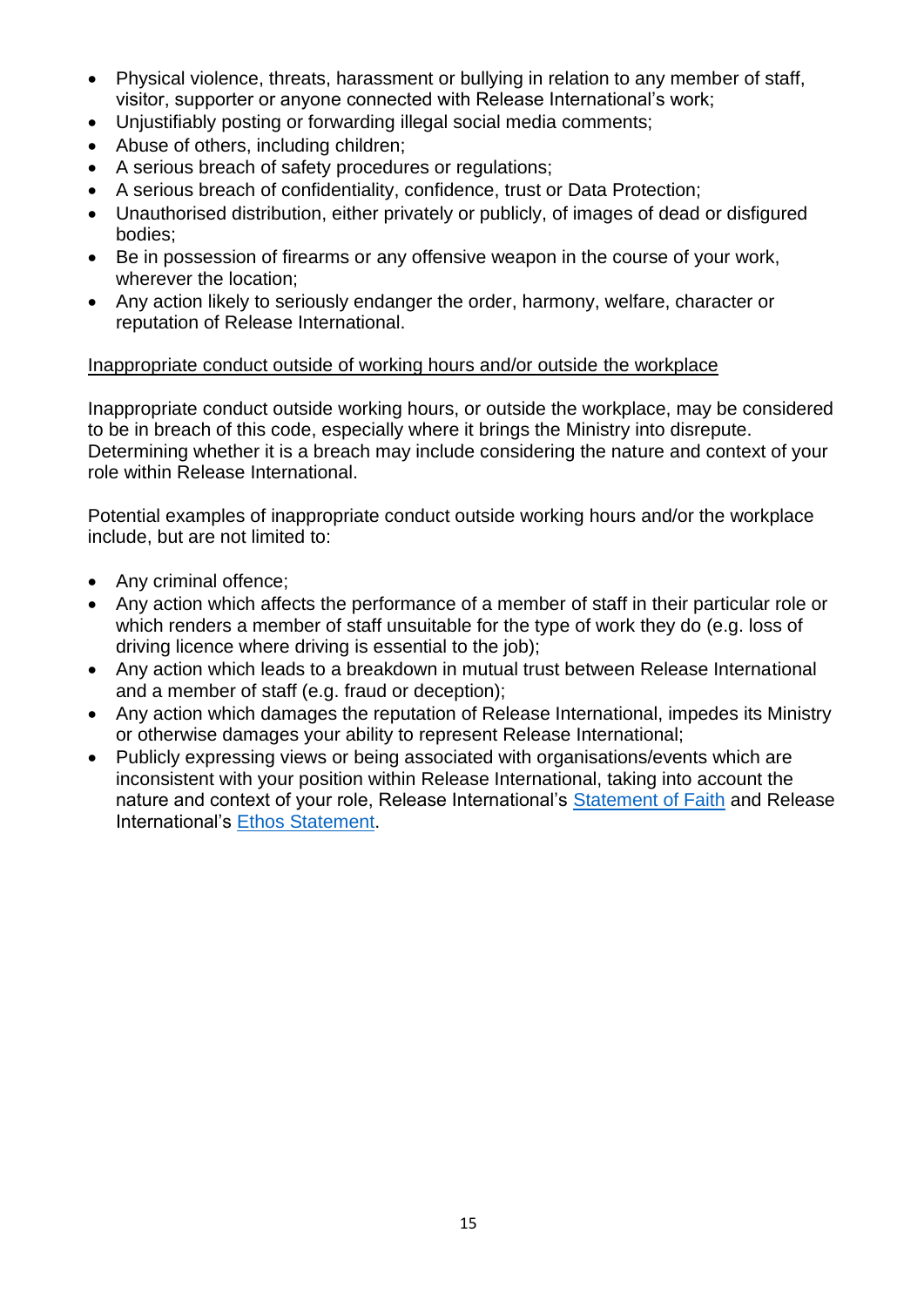- Physical violence, threats, harassment or bullying in relation to any member of staff, visitor, supporter or anyone connected with Release International's work;
- Unjustifiably posting or forwarding illegal social media comments;
- Abuse of others, including children;
- A serious breach of safety procedures or regulations;
- A serious breach of confidentiality, confidence, trust or Data Protection;
- Unauthorised distribution, either privately or publicly, of images of dead or disfigured bodies;
- Be in possession of firearms or any offensive weapon in the course of your work, wherever the location;
- Any action likely to seriously endanger the order, harmony, welfare, character or reputation of Release International.

<u>Inappropriate conduct outside of working hours and/or outside the workplace</u>

Inappropriate conduct outside working hours, or outside the workplace, may be considered to be in breach of this code, especially where it brings the Ministry into disrepute. Determining whether it is a breach may include considering the nature and context of your role within Release International.

Potential examples of inappropriate conduct outside working hours and/or the workplace include, but are not limited to:

- Any criminal offence;
- Any action which affects the performance of a member of staff in their particular role or which renders a member of staff unsuitable for the type of work they do (e.g. loss of driving licence where driving is essential to the job);
- Any action which leads to a breakdown in mutual trust between Release International and a member of staff (e.g. fraud or deception);
- Any action which damages the reputation of Release International, impedes its Ministry or otherwise damages your ability to represent Release International;
- Publicly expressing views or being associated with organisations/events which are inconsistent with your position within Release International, taking into account the nature and context of your role, Release International's Statement of Faith and Release International's Ethos Statement.